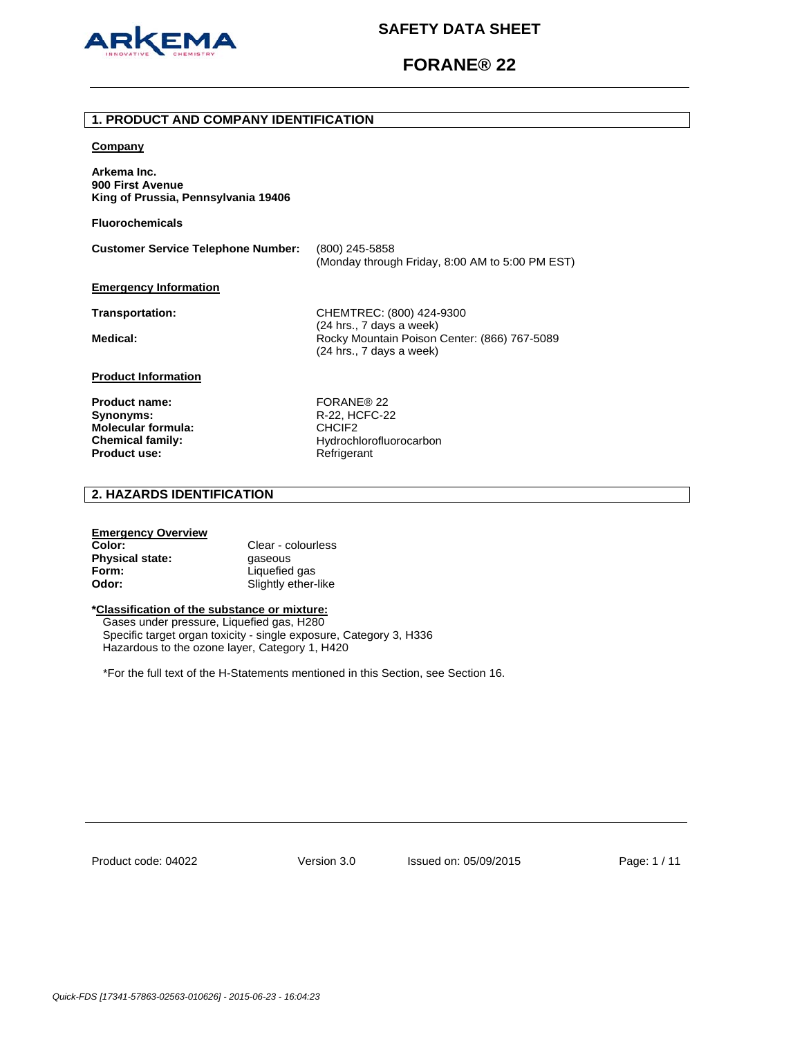# SAFETY DATA SHEET

# FORANE® 22

## 1. PRODUCT AND COMPANY IDENTIFICATION

**Company**

**Arkema Inc.**
**900 First Avenue**
**King of Prussia, Pennsylvania 19406**

**Fluorochemicals**

**Customer Service Telephone Number:** (800) 245-5858
(Monday through Friday, 8:00 AM to 5:00 PM EST)

**Emergency Information**

**Transportation:** CHEMTREC: (800) 424-9300
(24 hrs., 7 days a week)

**Medical:** Rocky Mountain Poison Center: (866) 767-5089
(24 hrs., 7 days a week)

**Product Information**

**Product name:** FORANE® 22
**Synonyms:** R-22, HCFC-22
**Molecular formula:** $CHClF_2$
**Chemical family:** Hydrochlorofluorocarbon
**Product use:** Refrigerant

## 2. HAZARDS IDENTIFICATION

**Emergency Overview**

**Color:** Clear - colourless
**Physical state:** gaseous
**Form:** Liquefied gas
**Odor:** Slightly ether-like

***Classification of the substance or mixture:**

Gases under pressure, Liquefied gas, H280
Specific target organ toxicity - single exposure, Category 3, H336
Hazardous to the ozone layer, Category 1, H420

*For the full text of the H-Statements mentioned in this Section, see Section 16.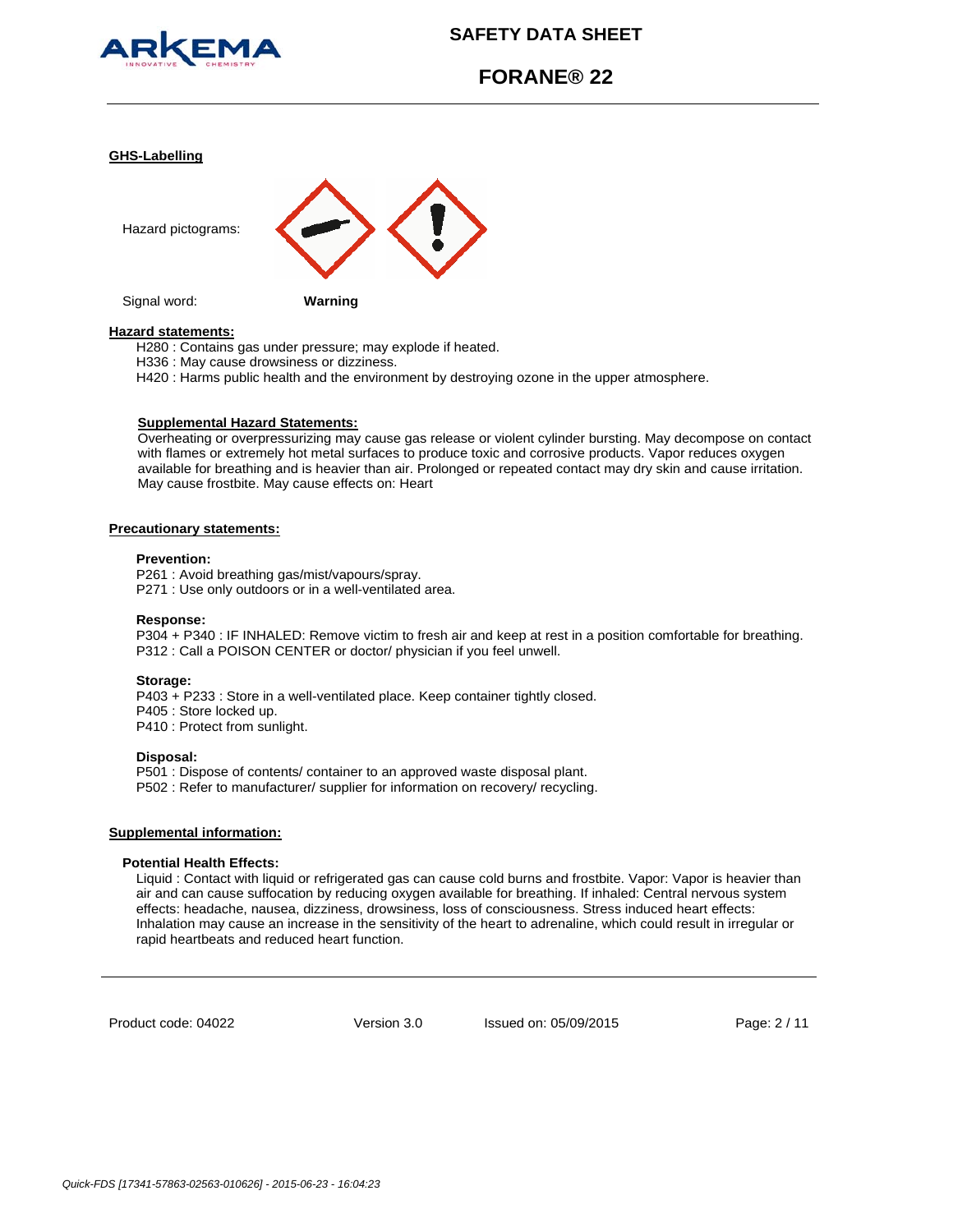## GHS-Labelling

Hazard pictograms:

Signal word: **Warning**

### Hazard statements:

H280 : Contains gas under pressure; may explode if heated.
H336 : May cause drowsiness or dizziness.
H420 : Harms public health and the environment by destroying ozone in the upper atmosphere.

#### Supplemental Hazard Statements:

Overheating or overpressurizing may cause gas release or violent cylinder bursting. May decompose on contact with flames or extremely hot metal surfaces to produce toxic and corrosive products. Vapor reduces oxygen available for breathing and is heavier than air. Prolonged or repeated contact may dry skin and cause irritation. May cause frostbite. May cause effects on: Heart

### Precautionary statements:

**Prevention:**

P261 : Avoid breathing gas/mist/vapours/spray.
P271 : Use only outdoors or in a well-ventilated area.

**Response:**

P304 + P340 : IF INHALED: Remove victim to fresh air and keep at rest in a position comfortable for breathing.
P312 : Call a POISON CENTER or doctor/ physician if you feel unwell.

**Storage:**

P403 + P233 : Store in a well-ventilated place. Keep container tightly closed.
P405 : Store locked up.
P410 : Protect from sunlight.

**Disposal:**

P501 : Dispose of contents/ container to an approved waste disposal plant.
P502 : Refer to manufacturer/ supplier for information on recovery/ recycling.

### Supplemental information:

**Potential Health Effects:**

Liquid : Contact with liquid or refrigerated gas can cause cold burns and frostbite. Vapor: Vapor is heavier than air and can cause suffocation by reducing oxygen available for breathing. If inhaled: Central nervous system effects: headache, nausea, dizziness, drowsiness, loss of consciousness. Stress induced heart effects: Inhalation may cause an increase in the sensitivity of the heart to adrenaline, which could result in irregular or rapid heartbeats and reduced heart function.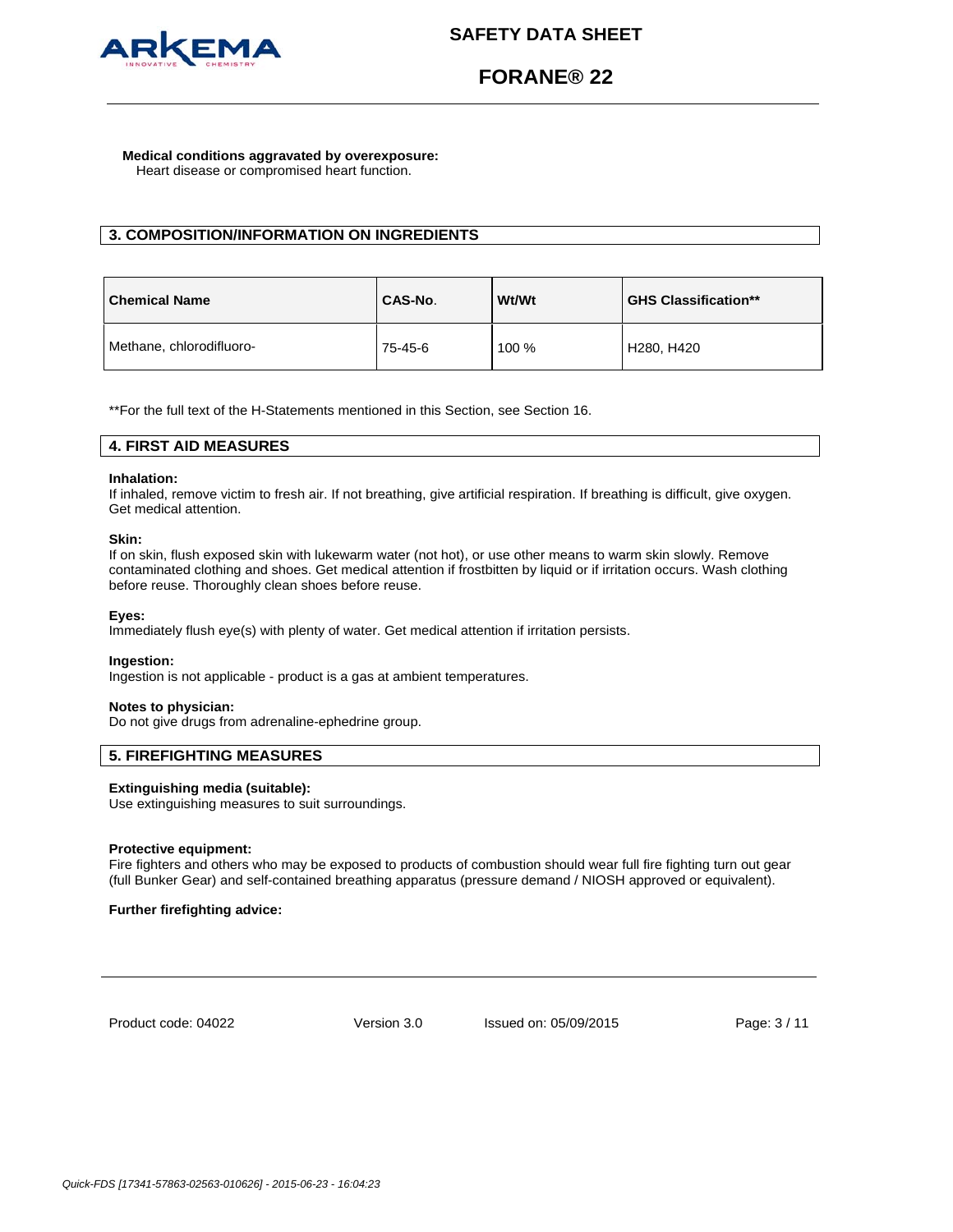**Medical conditions aggravated by overexposure:**
Heart disease or compromised heart function.

## 3. COMPOSITION/INFORMATION ON INGREDIENTS

| Chemical Name | CAS-No. | Wt/Wt | GHS Classification** |
|---|---|---|---|
| Methane, chlorodifluoro- | 75-45-6 | 100 % | H280, H420 |

**For the full text of the H-Statements mentioned in this Section, see Section 16.

## 4. FIRST AID MEASURES

**Inhalation:**
If inhaled, remove victim to fresh air. If not breathing, give artificial respiration. If breathing is difficult, give oxygen. Get medical attention.

**Skin:**
If on skin, flush exposed skin with lukewarm water (not hot), or use other means to warm skin slowly. Remove contaminated clothing and shoes. Get medical attention if frostbitten by liquid or if irritation occurs. Wash clothing before reuse. Thoroughly clean shoes before reuse.

**Eyes:**
Immediately flush eye(s) with plenty of water. Get medical attention if irritation persists.

**Ingestion:**
Ingestion is not applicable - product is a gas at ambient temperatures.

**Notes to physician:**
Do not give drugs from adrenaline-ephedrine group.

## 5. FIREFIGHTING MEASURES

**Extinguishing media (suitable):**
Use extinguishing measures to suit surroundings.

**Protective equipment:**
Fire fighters and others who may be exposed to products of combustion should wear full fire fighting turn out gear (full Bunker Gear) and self-contained breathing apparatus (pressure demand / NIOSH approved or equivalent).

**Further firefighting advice:**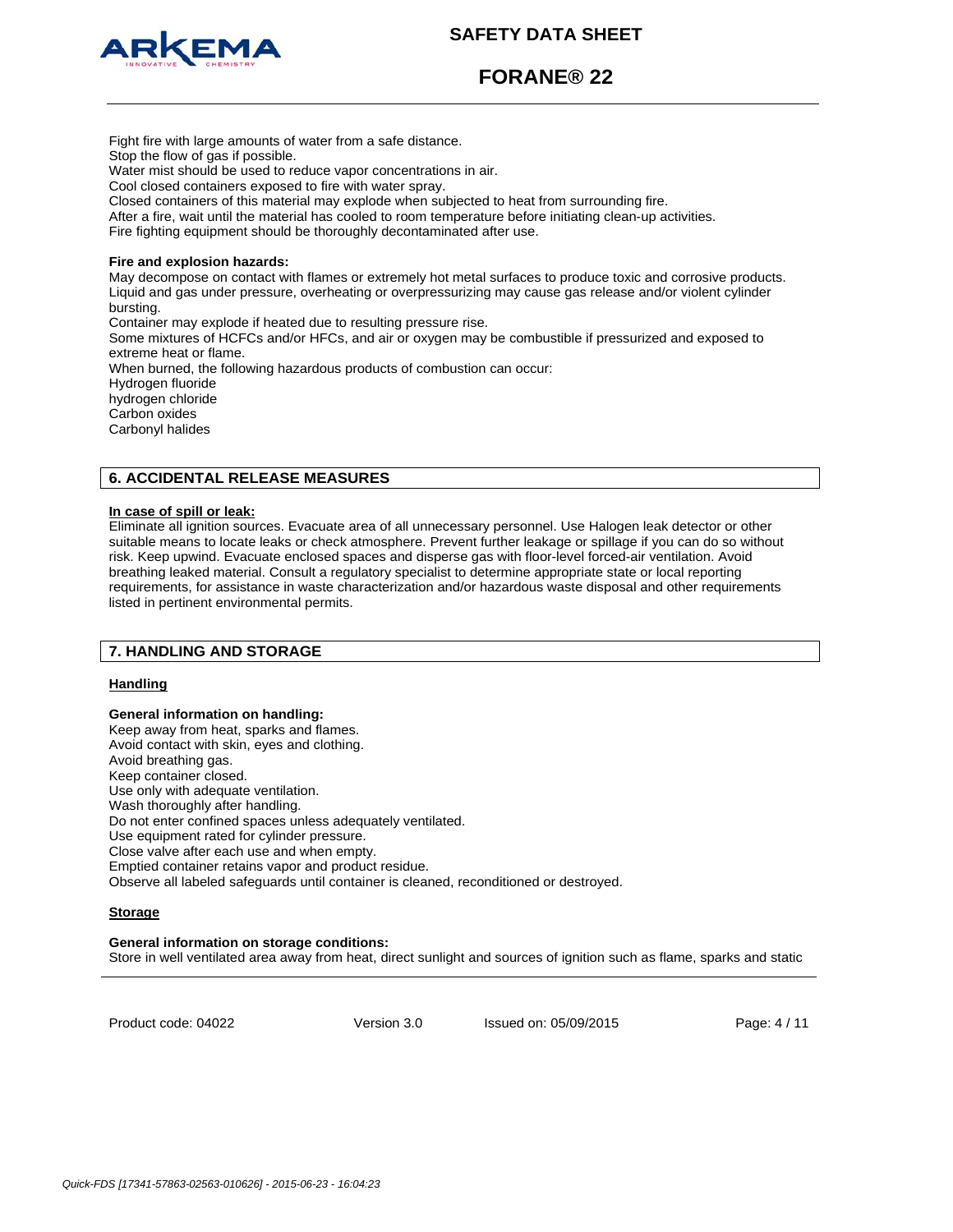Fight fire with large amounts of water from a safe distance.
Stop the flow of gas if possible.
Water mist should be used to reduce vapor concentrations in air.
Cool closed containers exposed to fire with water spray.
Closed containers of this material may explode when subjected to heat from surrounding fire.
After a fire, wait until the material has cooled to room temperature before initiating clean-up activities.
Fire fighting equipment should be thoroughly decontaminated after use.

**Fire and explosion hazards:**
May decompose on contact with flames or extremely hot metal surfaces to produce toxic and corrosive products.
Liquid and gas under pressure, overheating or overpressurizing may cause gas release and/or violent cylinder bursting.
Container may explode if heated due to resulting pressure rise.
Some mixtures of HCFCs and/or HFCs, and air or oxygen may be combustible if pressurized and exposed to extreme heat or flame.
When burned, the following hazardous products of combustion can occur:
Hydrogen fluoride
hydrogen chloride
Carbon oxides
Carbonyl halides

## 6. ACCIDENTAL RELEASE MEASURES

**In case of spill or leak:**
Eliminate all ignition sources. Evacuate area of all unnecessary personnel. Use Halogen leak detector or other suitable means to locate leaks or check atmosphere. Prevent further leakage or spillage if you can do so without risk. Keep upwind. Evacuate enclosed spaces and disperse gas with floor-level forced-air ventilation. Avoid breathing leaked material. Consult a regulatory specialist to determine appropriate state or local reporting requirements, for assistance in waste characterization and/or hazardous waste disposal and other requirements listed in pertinent environmental permits.

## 7. HANDLING AND STORAGE

### Handling

**General information on handling:**
Keep away from heat, sparks and flames.
Avoid contact with skin, eyes and clothing.
Avoid breathing gas.
Keep container closed.
Use only with adequate ventilation.
Wash thoroughly after handling.
Do not enter confined spaces unless adequately ventilated.
Use equipment rated for cylinder pressure.
Close valve after each use and when empty.
Emptied container retains vapor and product residue.
Observe all labeled safeguards until container is cleaned, reconditioned or destroyed.

### Storage

**General information on storage conditions:**
Store in well ventilated area away from heat, direct sunlight and sources of ignition such as flame, sparks and static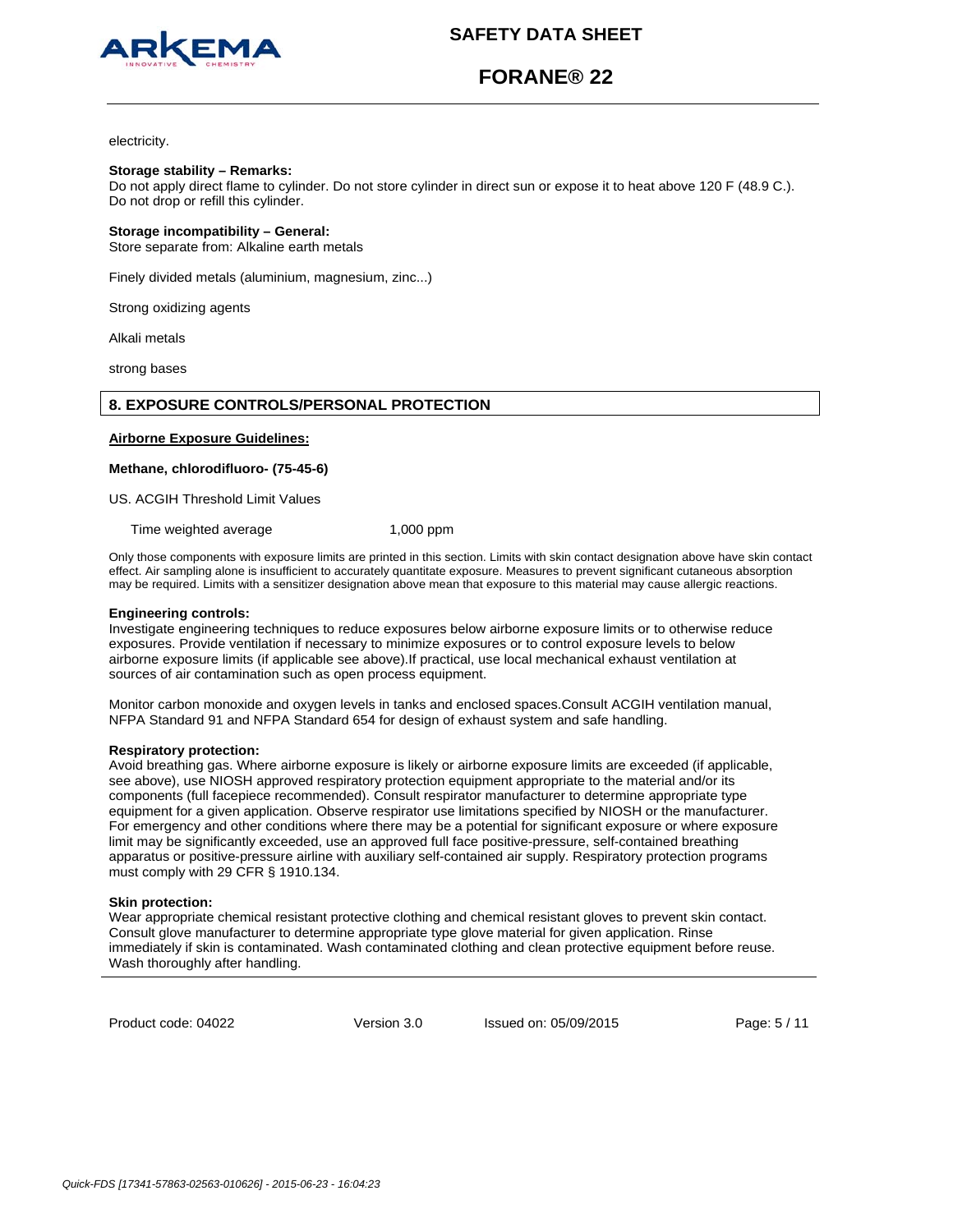electricity.

**Storage stability – Remarks:**
Do not apply direct flame to cylinder. Do not store cylinder in direct sun or expose it to heat above 120 F (48.9 C.). Do not drop or refill this cylinder.

**Storage incompatibility – General:**
Store separate from: Alkaline earth metals

Finely divided metals (aluminium, magnesium, zinc...)

Strong oxidizing agents

Alkali metals

strong bases

## 8. EXPOSURE CONTROLS/PERSONAL PROTECTION

**Airborne Exposure Guidelines:**

**Methane, chlorodifluoro- (75-45-6)**

US. ACGIH Threshold Limit Values

| | |
|---|---|
| Time weighted average | 1,000 ppm |

Only those components with exposure limits are printed in this section. Limits with skin contact designation above have skin contact effect. Air sampling alone is insufficient to accurately quantitate exposure. Measures to prevent significant cutaneous absorption may be required. Limits with a sensitizer designation above mean that exposure to this material may cause allergic reactions.

**Engineering controls:**
Investigate engineering techniques to reduce exposures below airborne exposure limits or to otherwise reduce exposures. Provide ventilation if necessary to minimize exposures or to control exposure levels to below airborne exposure limits (if applicable see above).If practical, use local mechanical exhaust ventilation at sources of air contamination such as open process equipment.

Monitor carbon monoxide and oxygen levels in tanks and enclosed spaces.Consult ACGIH ventilation manual, NFPA Standard 91 and NFPA Standard 654 for design of exhaust system and safe handling.

**Respiratory protection:**
Avoid breathing gas. Where airborne exposure is likely or airborne exposure limits are exceeded (if applicable, see above), use NIOSH approved respiratory protection equipment appropriate to the material and/or its components (full facepiece recommended). Consult respirator manufacturer to determine appropriate type equipment for a given application. Observe respirator use limitations specified by NIOSH or the manufacturer. For emergency and other conditions where there may be a potential for significant exposure or where exposure limit may be significantly exceeded, use an approved full face positive-pressure, self-contained breathing apparatus or positive-pressure airline with auxiliary self-contained air supply. Respiratory protection programs must comply with 29 CFR § 1910.134.

**Skin protection:**
Wear appropriate chemical resistant protective clothing and chemical resistant gloves to prevent skin contact. Consult glove manufacturer to determine appropriate type glove material for given application. Rinse immediately if skin is contaminated. Wash contaminated clothing and clean protective equipment before reuse. Wash thoroughly after handling.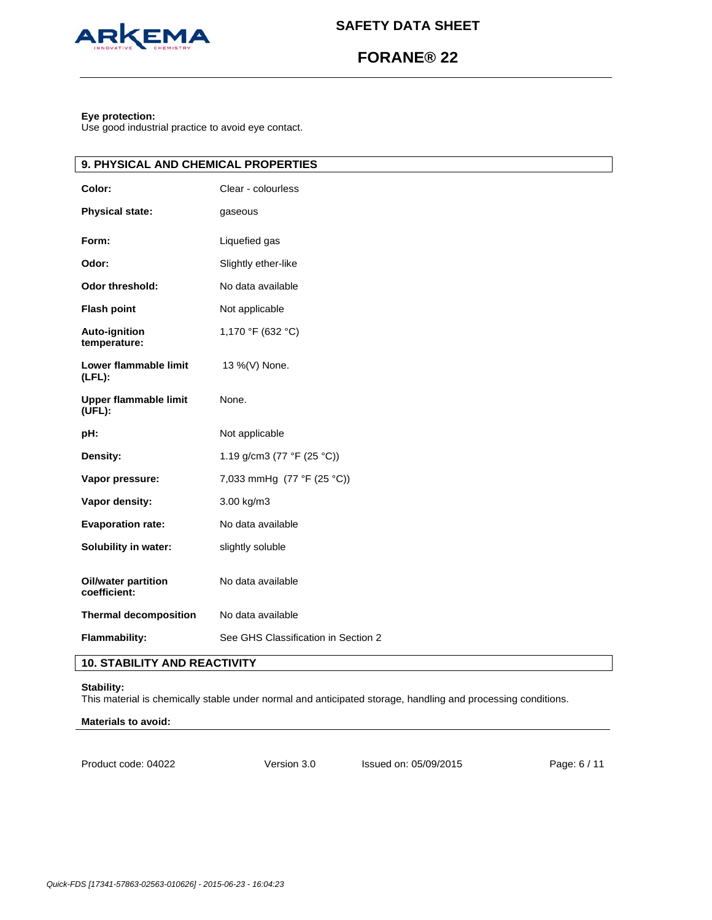**Eye protection:**
Use good industrial practice to avoid eye contact.

## 9. PHYSICAL AND CHEMICAL PROPERTIES

| | |
|---|---|
| **Color:** | Clear - colourless |
| **Physical state:** | gaseous |
| **Form:** | Liquefied gas |
| **Odor:** | Slightly ether-like |
| **Odor threshold:** | No data available |
| **Flash point** | Not applicable |
| **Auto-ignition temperature:** | 1,170 °F (632 °C) |
| **Lower flammable limit (LFL):** | 13 %(V) None. |
| **Upper flammable limit (UFL):** | None. |
| **pH:** | Not applicable |
| **Density:** | 1.19 g/cm3 (77 °F (25 °C)) |
| **Vapor pressure:** | 7,033 mmHg (77 °F (25 °C)) |
| **Vapor density:** | 3.00 kg/m3 |
| **Evaporation rate:** | No data available |
| **Solubility in water:** | slightly soluble |
| **Oil/water partition coefficient:** | No data available |
| **Thermal decomposition** | No data available |
| **Flammability:** | See GHS Classification in Section 2 |

## 10. STABILITY AND REACTIVITY

**Stability:**
This material is chemically stable under normal and anticipated storage, handling and processing conditions.

**Materials to avoid:**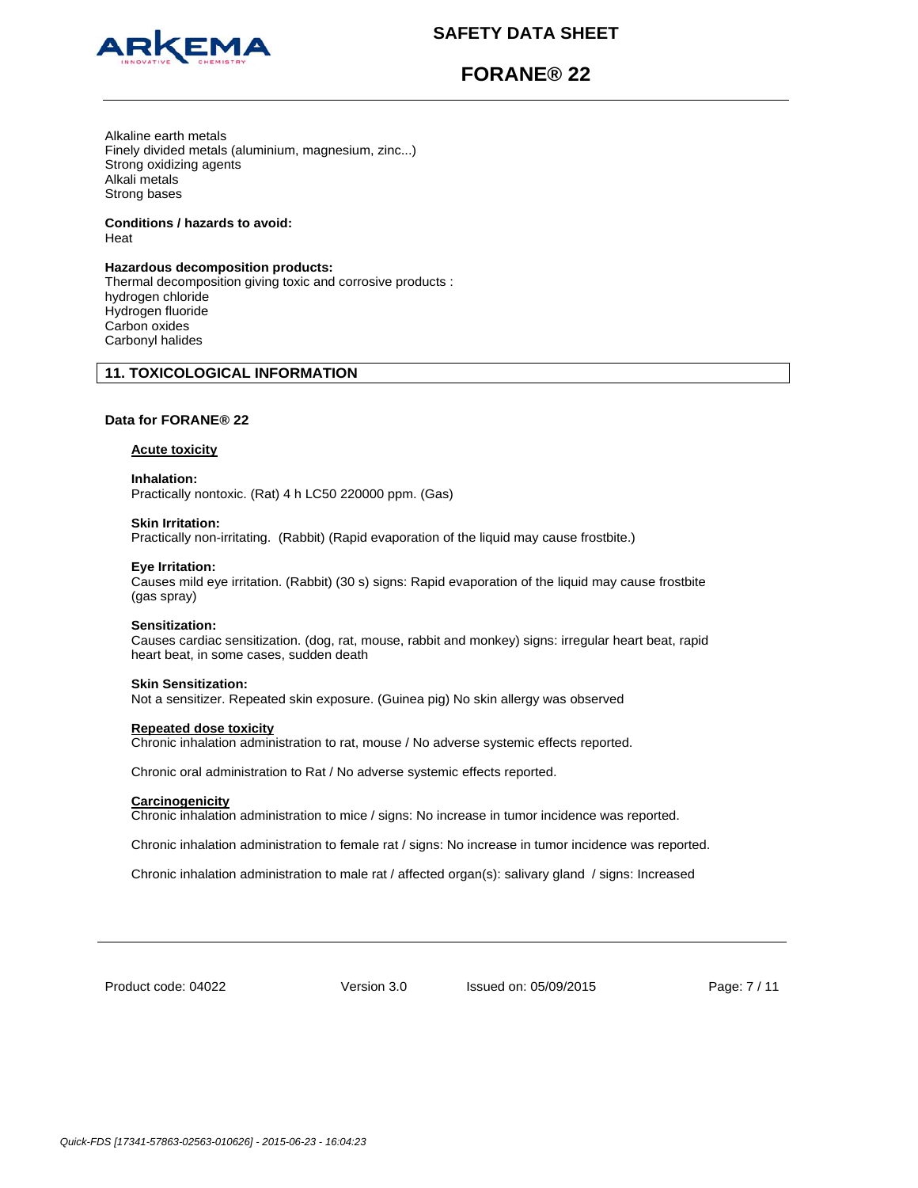Alkaline earth metals
Finely divided metals (aluminium, magnesium, zinc...)
Strong oxidizing agents
Alkali metals
Strong bases

**Conditions / hazards to avoid:**
Heat

**Hazardous decomposition products:**
Thermal decomposition giving toxic and corrosive products :
hydrogen chloride
Hydrogen fluoride
Carbon oxides
Carbonyl halides

## 11. TOXICOLOGICAL INFORMATION

**Data for FORANE® 22**

**Acute toxicity**

**Inhalation:**
Practically nontoxic. (Rat) 4 h LC50 220000 ppm. (Gas)

**Skin Irritation:**
Practically non-irritating. (Rabbit) (Rapid evaporation of the liquid may cause frostbite.)

**Eye Irritation:**
Causes mild eye irritation. (Rabbit) (30 s) signs: Rapid evaporation of the liquid may cause frostbite (gas spray)

**Sensitization:**
Causes cardiac sensitization. (dog, rat, mouse, rabbit and monkey) signs: irregular heart beat, rapid heart beat, in some cases, sudden death

**Skin Sensitization:**
Not a sensitizer. Repeated skin exposure. (Guinea pig) No skin allergy was observed

**Repeated dose toxicity**
Chronic inhalation administration to rat, mouse / No adverse systemic effects reported.

Chronic oral administration to Rat / No adverse systemic effects reported.

**Carcinogenicity**
Chronic inhalation administration to mice / signs: No increase in tumor incidence was reported.

Chronic inhalation administration to female rat / signs: No increase in tumor incidence was reported.

Chronic inhalation administration to male rat / affected organ(s): salivary gland / signs: Increased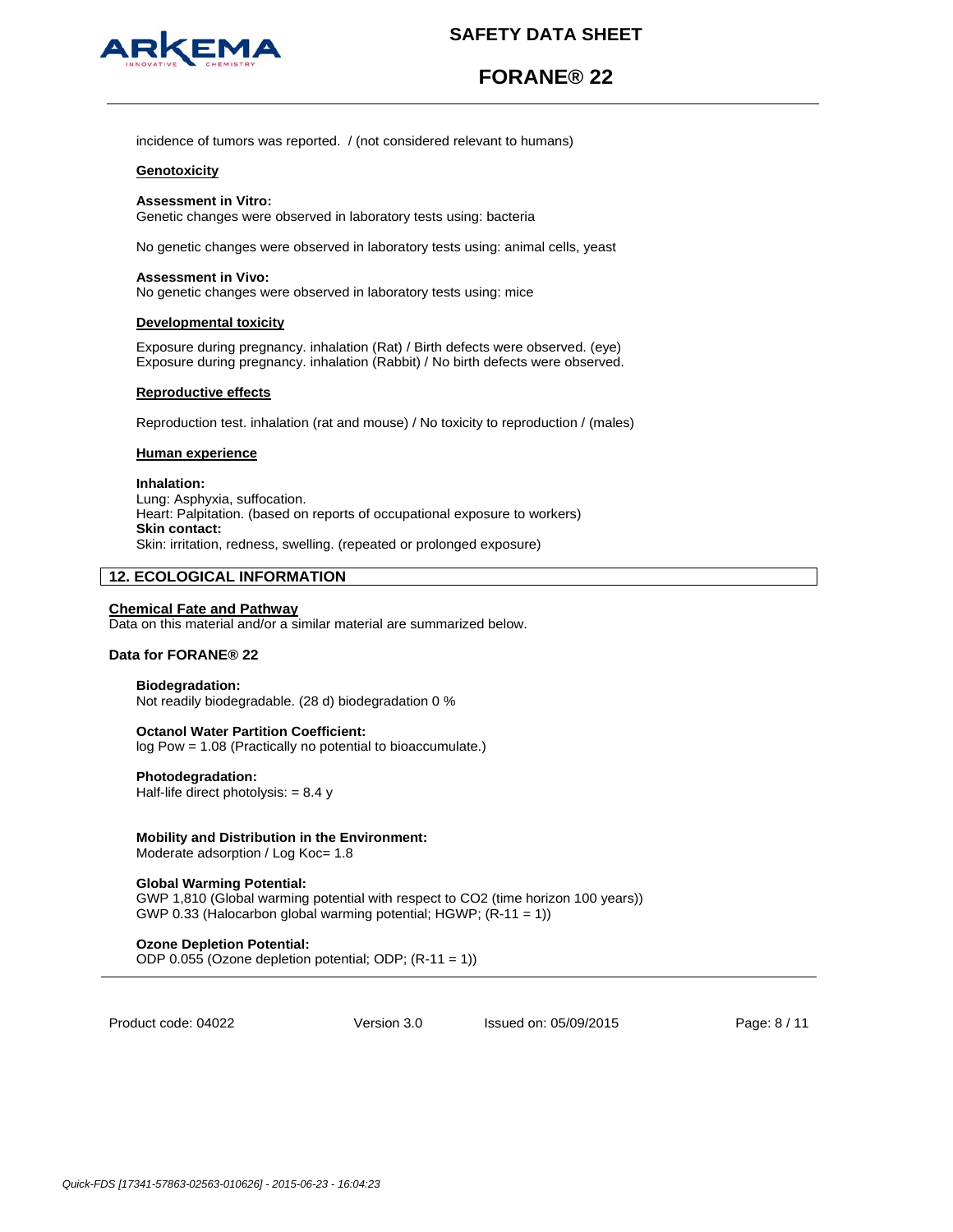incidence of tumors was reported.  / (not considered relevant to humans)

**Genotoxicity**

**Assessment in Vitro:**
Genetic changes were observed in laboratory tests using: bacteria

No genetic changes were observed in laboratory tests using: animal cells, yeast

**Assessment in Vivo:**
No genetic changes were observed in laboratory tests using: mice

**Developmental toxicity**

Exposure during pregnancy. inhalation (Rat) / Birth defects were observed. (eye)
Exposure during pregnancy. inhalation (Rabbit) / No birth defects were observed.

**Reproductive effects**

Reproduction test. inhalation (rat and mouse) / No toxicity to reproduction / (males)

**Human experience**

**Inhalation:**
Lung: Asphyxia, suffocation.
Heart: Palpitation. (based on reports of occupational exposure to workers)
**Skin contact:**
Skin: irritation, redness, swelling. (repeated or prolonged exposure)

## 12. ECOLOGICAL INFORMATION

**Chemical Fate and Pathway**
Data on this material and/or a similar material are summarized below.

**Data for FORANE® 22**

**Biodegradation:**
Not readily biodegradable. (28 d) biodegradation 0 %

**Octanol Water Partition Coefficient:**
log Pow = 1.08 (Practically no potential to bioaccumulate.)

**Photodegradation:**
Half-life direct photolysis: = 8.4 y

**Mobility and Distribution in the Environment:**
Moderate adsorption / Log Koc= 1.8

**Global Warming Potential:**
GWP 1,810 (Global warming potential with respect to $CO_2$ (time horizon 100 years))
GWP 0.33 (Halocarbon global warming potential; HGWP; (R-11 = 1))

**Ozone Depletion Potential:**
ODP 0.055 (Ozone depletion potential; ODP; (R-11 = 1))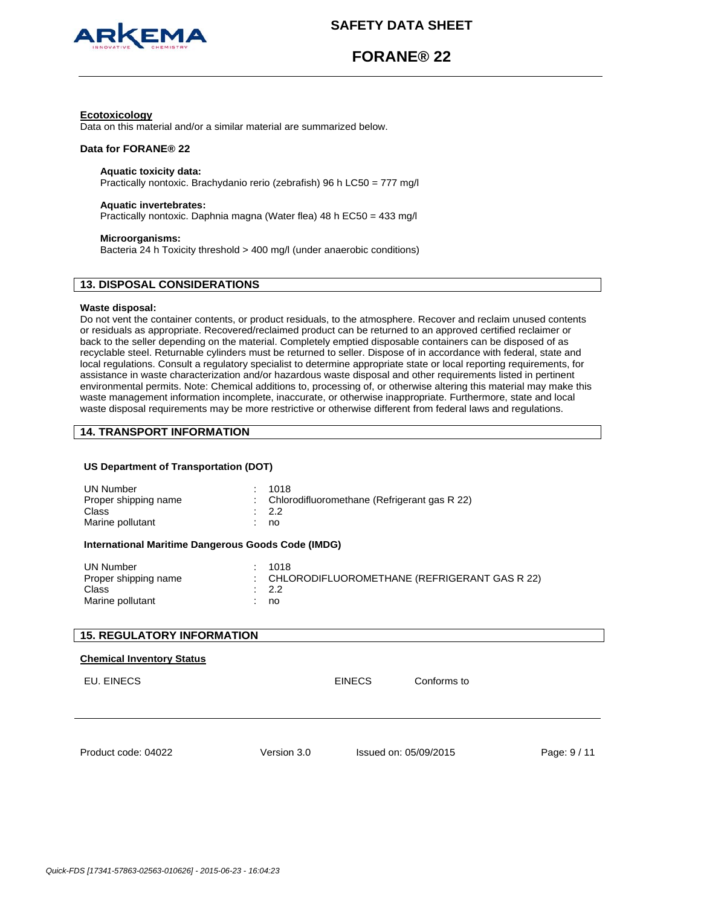### Ecotoxicology

Data on this material and/or a similar material are summarized below.

**Data for FORANE® 22**

**Aquatic toxicity data:**
Practically nontoxic. Brachydanio rerio (zebrafish) 96 h LC50 = 777 mg/l

**Aquatic invertebrates:**
Practically nontoxic. Daphnia magna (Water flea) 48 h EC50 = 433 mg/l

**Microorganisms:**
Bacteria 24 h Toxicity threshold > 400 mg/l (under anaerobic conditions)

## 13. DISPOSAL CONSIDERATIONS

**Waste disposal:**

Do not vent the container contents, or product residuals, to the atmosphere. Recover and reclaim unused contents or residuals as appropriate. Recovered/reclaimed product can be returned to an approved certified reclaimer or back to the seller depending on the material. Completely emptied disposable containers can be disposed of as recyclable steel. Returnable cylinders must be returned to seller. Dispose of in accordance with federal, state and local regulations. Consult a regulatory specialist to determine appropriate state or local reporting requirements, for assistance in waste characterization and/or hazardous waste disposal and other requirements listed in pertinent environmental permits. Note: Chemical additions to, processing of, or otherwise altering this material may make this waste management information incomplete, inaccurate, or otherwise inappropriate. Furthermore, state and local waste disposal requirements may be more restrictive or otherwise different from federal laws and regulations.

## 14. TRANSPORT INFORMATION

**US Department of Transportation (DOT)**

| | |
|---|---|
| UN Number | : 1018 |
| Proper shipping name | : Chlorodifluoromethane (Refrigerant gas R 22) |
| Class | : 2.2 |
| Marine pollutant | : no |

**International Maritime Dangerous Goods Code (IMDG)**

| | |
|---|---|
| UN Number | : 1018 |
| Proper shipping name | : CHLORODIFLUOROMETHANE (REFRIGERANT GAS R 22) |
| Class | : 2.2 |
| Marine pollutant | : no |

## 15. REGULATORY INFORMATION

### Chemical Inventory Status

| | | |
|---|---|---|
| EU. EINECS | EINECS | Conforms to |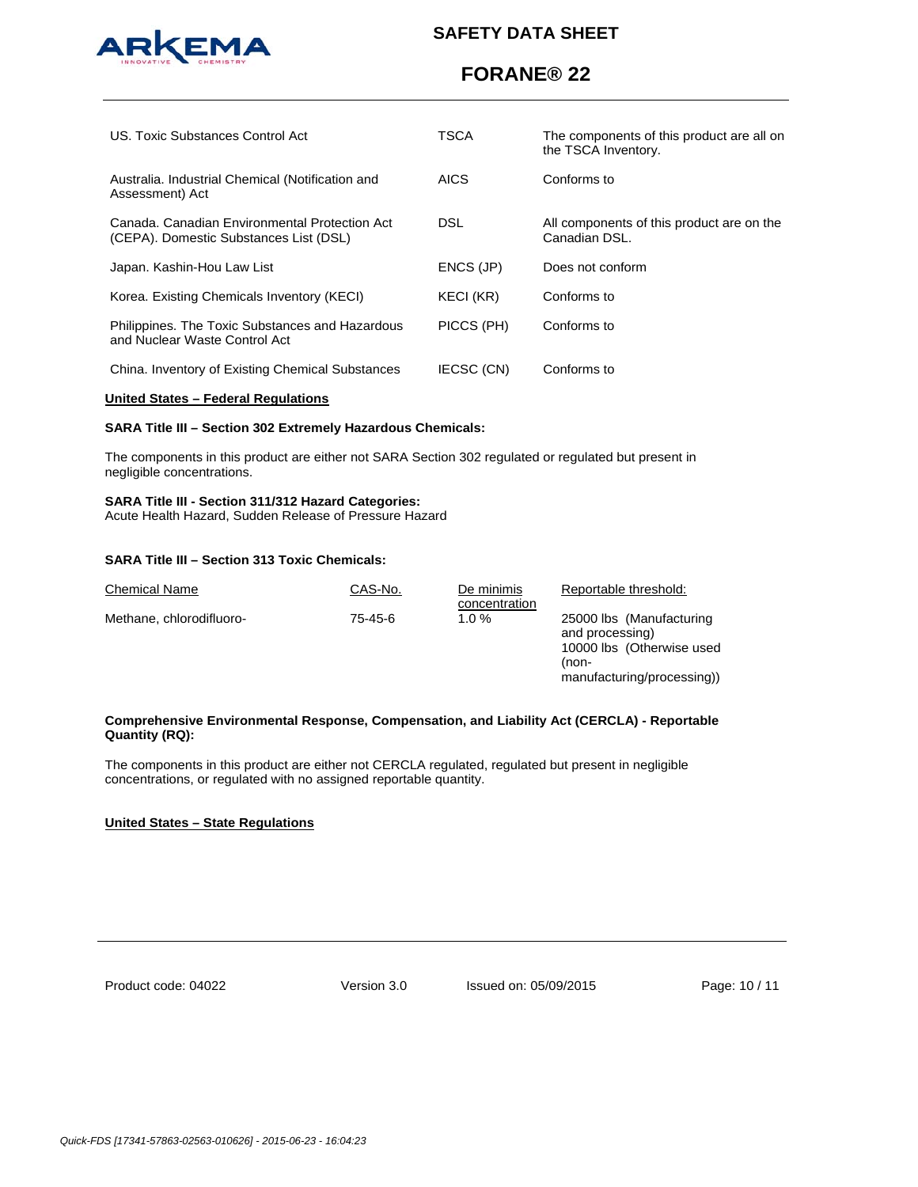| | | |
|---|---|---|
| US. Toxic Substances Control Act | TSCA | The components of this product are all on the TSCA Inventory. |
| Australia. Industrial Chemical (Notification and Assessment) Act | AICS | Conforms to |
| Canada. Canadian Environmental Protection Act (CEPA). Domestic Substances List (DSL) | DSL | All components of this product are on the Canadian DSL. |
| Japan. Kashin-Hou Law List | ENCS (JP) | Does not conform |
| Korea. Existing Chemicals Inventory (KECI) | KECI (KR) | Conforms to |
| Philippines. The Toxic Substances and Hazardous and Nuclear Waste Control Act | PICCS (PH) | Conforms to |
| China. Inventory of Existing Chemical Substances | IECSC (CN) | Conforms to |

**United States – Federal Regulations**

**SARA Title III – Section 302 Extremely Hazardous Chemicals:**

The components in this product are either not SARA Section 302 regulated or regulated but present in negligible concentrations.

**SARA Title III - Section 311/312 Hazard Categories:**
Acute Health Hazard, Sudden Release of Pressure Hazard

**SARA Title III – Section 313 Toxic Chemicals:**

| Chemical Name | CAS-No. | De minimis concentration | Reportable threshold: |
|---|---|---|---|
| Methane, chlorodifluoro- | 75-45-6 | 1.0 % | 25000 lbs (Manufacturing and processing)<br>10000 lbs (Otherwise used (non-manufacturing/processing)) |

**Comprehensive Environmental Response, Compensation, and Liability Act (CERCLA) - Reportable Quantity (RQ):**

The components in this product are either not CERCLA regulated, regulated but present in negligible concentrations, or regulated with no assigned reportable quantity.

**United States – State Regulations**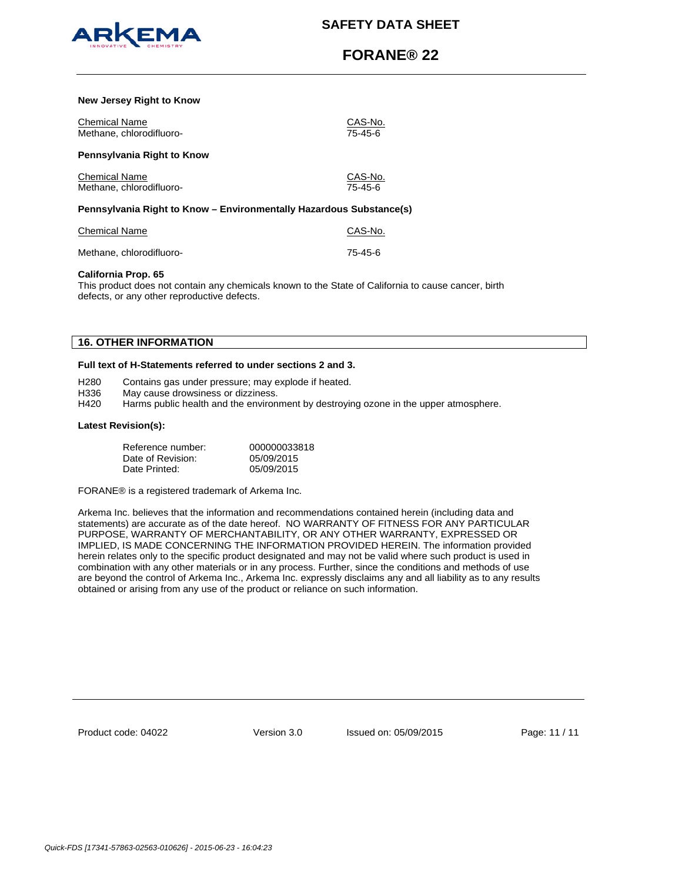**New Jersey Right to Know**

| Chemical Name | CAS-No. |
| --- | --- |
| Methane, chlorodifluoro- | 75-45-6 |

**Pennsylvania Right to Know**

| Chemical Name | CAS-No. |
| --- | --- |
| Methane, chlorodifluoro- | 75-45-6 |

**Pennsylvania Right to Know – Environmentally Hazardous Substance(s)**

| Chemical Name | CAS-No. |
| --- | --- |
| Methane, chlorodifluoro- | 75-45-6 |

**California Prop. 65**

This product does not contain any chemicals known to the State of California to cause cancer, birth defects, or any other reproductive defects.

## 16. OTHER INFORMATION

**Full text of H-Statements referred to under sections 2 and 3.**

H280 Contains gas under pressure; may explode if heated.
H336 May cause drowsiness or dizziness.
H420 Harms public health and the environment by destroying ozone in the upper atmosphere.

**Latest Revision(s):**

| | |
| --- | --- |
| Reference number: | 000000033818 |
| Date of Revision: | 05/09/2015 |
| Date Printed: | 05/09/2015 |

FORANE® is a registered trademark of Arkema Inc.

Arkema Inc. believes that the information and recommendations contained herein (including data and statements) are accurate as of the date hereof. NO WARRANTY OF FITNESS FOR ANY PARTICULAR PURPOSE, WARRANTY OF MERCHANTABILITY, OR ANY OTHER WARRANTY, EXPRESSED OR IMPLIED, IS MADE CONCERNING THE INFORMATION PROVIDED HEREIN. The information provided herein relates only to the specific product designated and may not be valid where such product is used in combination with any other materials or in any process. Further, since the conditions and methods of use are beyond the control of Arkema Inc., Arkema Inc. expressly disclaims any and all liability as to any results obtained or arising from any use of the product or reliance on such information.